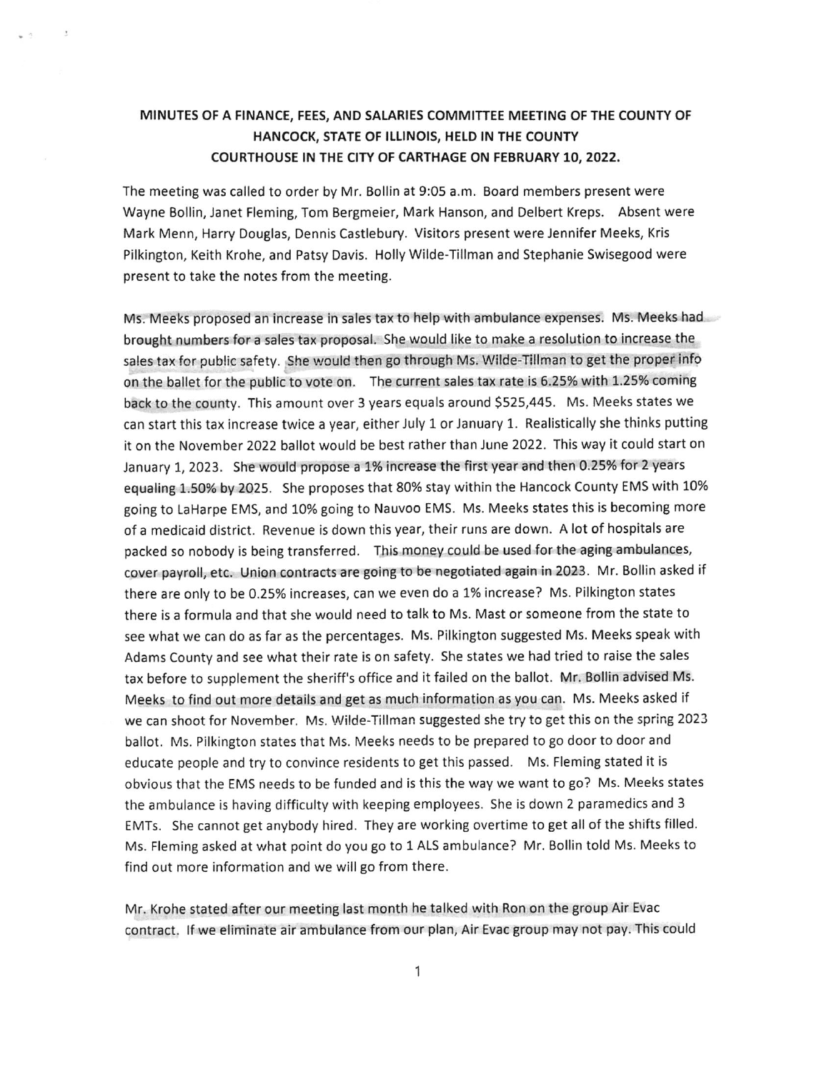**MINUTES OF A FINANCE, FEES, AND SALARIES COMMITTEE MEETING OF THE COUNTY OF HANCOCK, STATE OF ILLINOIS, HELD IN THE COUNTY COURTHOUSE IN THE CITY OF CARTHAGE ON FEBRUARY 10, 2022.**

The meeting was called to order by Mr. Bollin at 9:05 a.m. Board members present were Wayne Bollin, Janet Fleming, Tom Bergmeier, Mark Hanson, and Delbert Kreps. Absent were Mark Menn, Harry Douglas, Dennis Castlebury. Visitors present were Jennifer Meeks, Kris Pilkington, Keith Krohe, and Patsy Davis. Holly Wilde-Tillman and Stephanie Swisegood were present to take the notes from the meeting.

Ms. Meeks proposed an increase in sales tax to help with ambulance expenses. Ms. Meeks had brought numbers for a sales tax proposal. She would like to make a resolution to increase the sales tax for public safety. She would then go through Ms. Wilde-Tillman to get the proper info on the ballet for the public to vote on. The current sales tax rate is 6.25% with 1.25% coming back to the county. This amount over 3 years equals around $525,445. Ms. Meeks states we can start this tax increase twice a year, either July 1 or January 1. Realistically she thinks putting it on the November 2022 ballot would be best rather than June 2022. This way it could start on January 1, 2023. She would propose a 1% increase the first year and then 0.25% for 2 years equaling 1.50% by 2025. She proposes that 80% stay within the Hancock County EMS with 10% going to LaHarpe EMS, and 10% going to Nauvoo EMS. Ms. Meeks states this is becoming more of a medicaid district. Revenue is down this year, their runs are down. A lot of hospitals are packed so nobody is being transferred. This money could be used for the aging ambulances, cover payroll, etc. Union contracts are going to be negotiated again in 2023. Mr. Bollin asked if there are only to be 0.25% increases, can we even do a 1% increase? Ms. Pilkington states there is a formula and that she would need to talk to Ms. Mast or someone from the state to see what we can do as far as the percentages. Ms. Pilkington suggested Ms. Meeks speak with Adams County and see what their rate is on safety. She states we had tried to raise the sales tax before to supplement the sheriff's office and it failed on the ballot. Mr. Bollin advised Ms. Meeks to find out more details and get as much information as you can. Ms. Meeks asked if we can shoot for November. Ms. Wilde-Tillman suggested she try to get this on the spring 2023 ballot. Ms. Pilkington states that Ms. Meeks needs to be prepared to go door to door and educate people and try to convince residents to get this passed. Ms. Fleming stated it is obvious that the EMS needs to be funded and is this the way we want to go? Ms. Meeks states the ambulance is having difficulty with keeping employees. She is down 2 paramedics and 3 EMTs. She cannot get anybody hired. They are working overtime to get all of the shifts filled. Ms. Fleming asked at what point do you go to 1 ALS ambulance? Mr. Bollin told Ms. Meeks to find out more information and we will go from there.

Mr. Krohe stated after our meeting last month he talked with Ron on the group Air Evac contract. If we eliminate air ambulance from our plan, Air Evac group may not pay. This could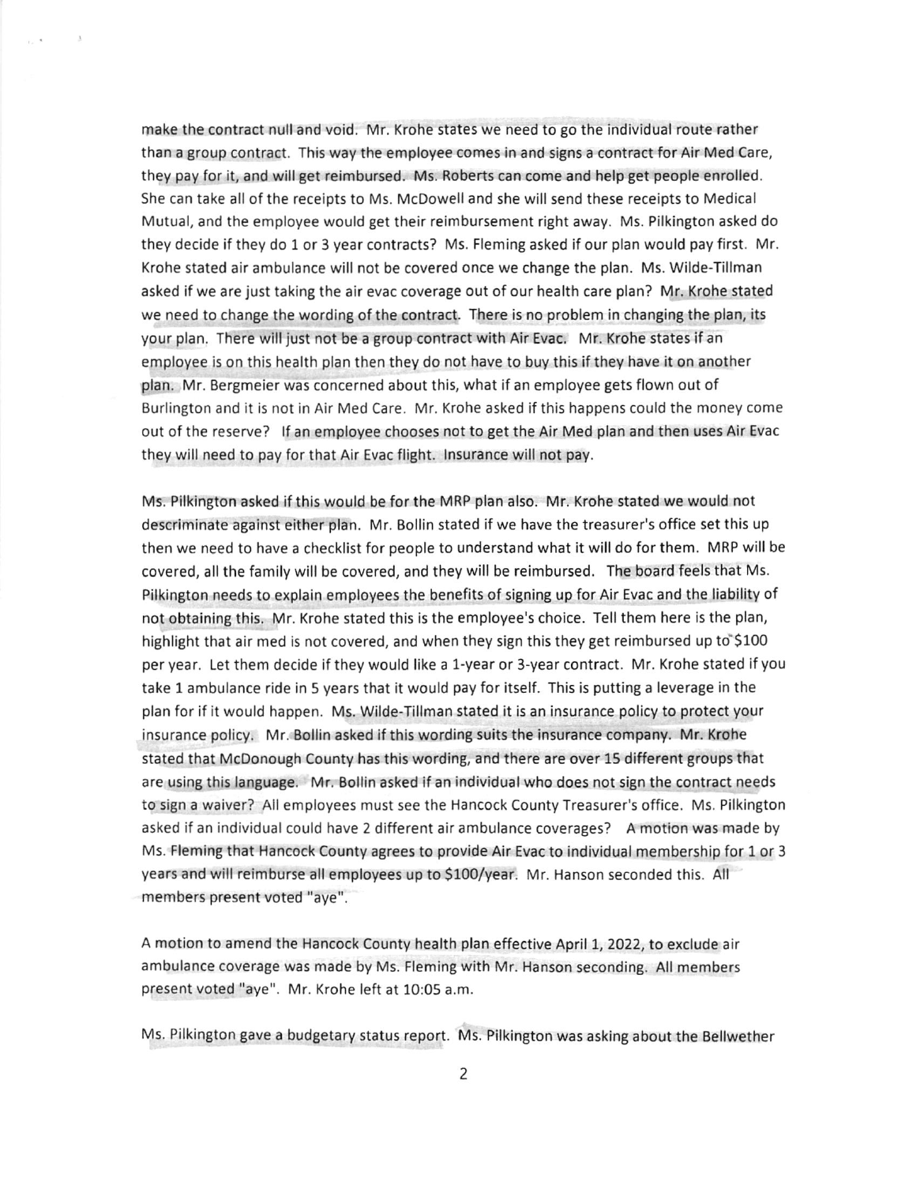make the contract null and void. Mr. Krohe states we need to go the individual route rather than a group contract. This way the employee comes in and signs a contract for Air Med Care, they pay for it, and will get reimbursed. Ms. Roberts can come and help get people enrolled. She can take all of the receipts to Ms. McDowell and she will send these receipts to Medical Mutual, and the employee would get their reimbursement right away. Ms. Pilkington asked do they decide if they do 1 or 3 year contracts? Ms. Fleming asked if our plan would pay first. Mr. Krohe stated air ambulance will not be covered once we change the plan. Ms. Wilde-Tillman asked if we are just taking the air evac coverage out of our health care plan? Mr. Krohe stated we need to change the wording of the contract. There is no problem in changing the plan, its your plan. There will just not be a group contract with Air Evac. Mr. Krohe states if an employee is on this health plan then they do not have to buy this if they have it on another plan. Mr. Bergmeier was concerned about this, what if an employee gets flown out of Burlington and it is not in Air Med Care. Mr. Krohe asked if this happens could the money come out of the reserve? If an employee chooses not to get the Air Med plan and then uses Air Evac they will need to pay for that Air Evac flight. Insurance will not pay.

Ms. Pilkington asked if this would be for the MRP plan also. Mr. Krohe stated we would not descriminate against either plan. Mr. Bollin stated if we have the treasurer's office set this up then we need to have a checklist for people to understand what it will do for them. MRP will be covered, all the family will be covered, and they will be reimbursed. The board feels that Ms. Pilkington needs to explain employees the benefits of signing up for Air Evac and the liability of not obtaining this. Mr. Krohe stated this is the employee's choice. Tell them here is the plan, highlight that air med is not covered, and when they sign this they get reimbursed up to $100 per year. Let them decide if they would like a 1-year or 3-year contract. Mr. Krohe stated if you take 1 ambulance ride in 5 years that it would pay for itself. This is putting a leverage in the plan for if it would happen. Ms. Wilde-Tillman stated it is an insurance policy to protect your insurance policy. Mr. Bollin asked if this wording suits the insurance company. Mr. Krohe stated that McDonough County has this wording, and there are over 15 different groups that are using this language. Mr. Bollin asked if an individual who does not sign the contract needs to sign a waiver? All employees must see the Hancock County Treasurer's office. Ms. Pilkington asked if an individual could have 2 different air ambulance coverages? A motion was made by Ms. Fleming that Hancock County agrees to provide Air Evac to individual membership for 1 or 3 years and will reimburse all employees up to $100/year. Mr. Hanson seconded this. All members present voted "aye".

A motion to amend the Hancock County health plan effective April 1, 2022, to exclude air ambulance coverage was made by Ms. Fleming with Mr. Hanson seconding. All members present voted "aye". Mr. Krohe left at 10:05 a.m.

Ms. Pilkington gave a budgetary status report. Ms. Pilkington was asking about the Bellwether